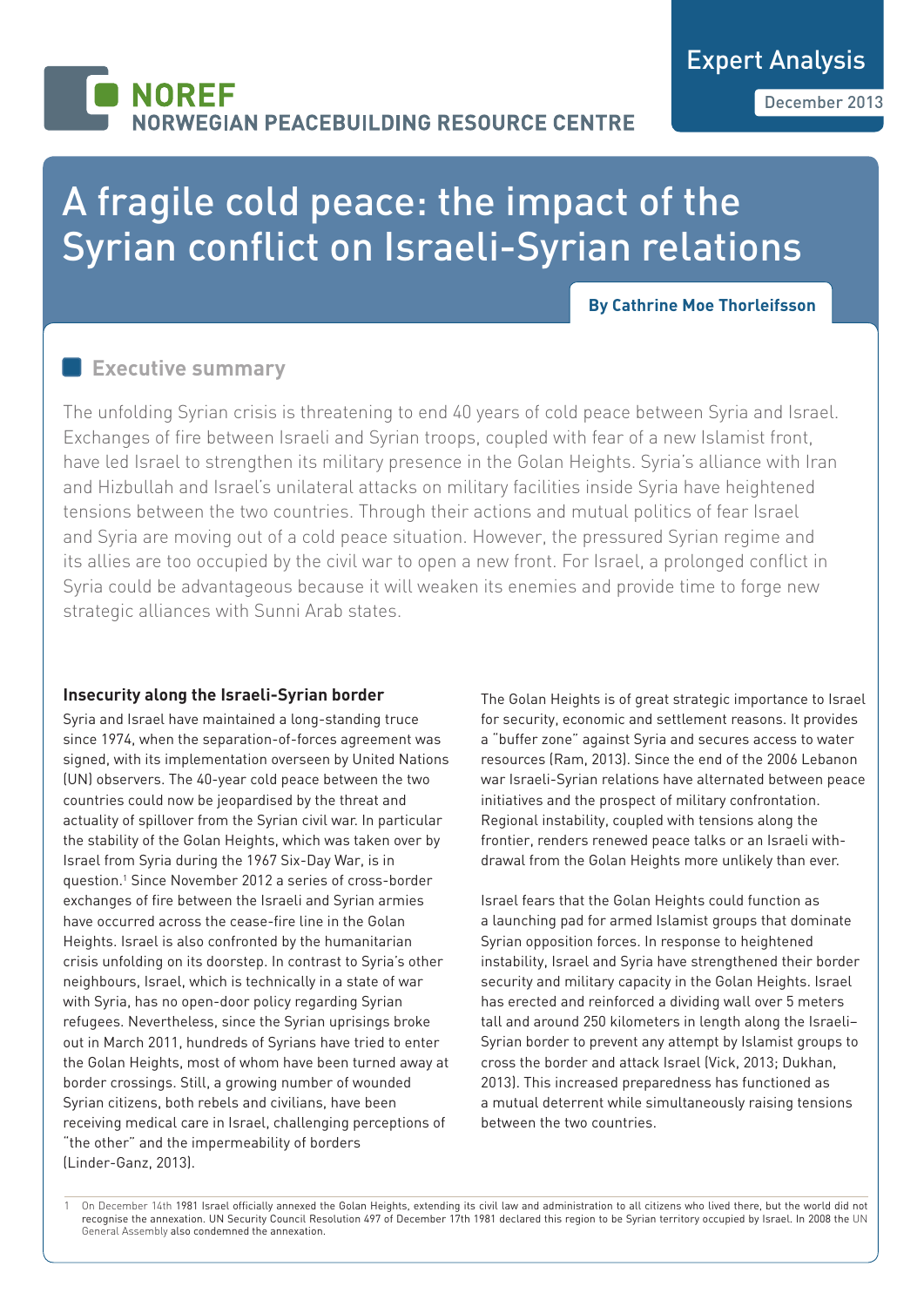NOREF
NORWEGIAN PEACEBUILDING RESOURCE CENTRE

Expert Analysis

December 2013

# A fragile cold peace: the impact of the Syrian conflict on Israeli-Syrian relations

**By Cathrine Moe Thorleifsson**

## Executive summary

The unfolding Syrian crisis is threatening to end 40 years of cold peace between Syria and Israel. Exchanges of fire between Israeli and Syrian troops, coupled with fear of a new Islamist front, have led Israel to strengthen its military presence in the Golan Heights. Syria's alliance with Iran and Hizbullah and Israel's unilateral attacks on military facilities inside Syria have heightened tensions between the two countries. Through their actions and mutual politics of fear Israel and Syria are moving out of a cold peace situation. However, the pressured Syrian regime and its allies are too occupied by the civil war to open a new front. For Israel, a prolonged conflict in Syria could be advantageous because it will weaken its enemies and provide time to forge new strategic alliances with Sunni Arab states.

### Insecurity along the Israeli-Syrian border

Syria and Israel have maintained a long-standing truce since 1974, when the separation-of-forces agreement was signed, with its implementation overseen by United Nations (UN) observers. The 40-year cold peace between the two countries could now be jeopardised by the threat and actuality of spillover from the Syrian civil war. In particular the stability of the Golan Heights, which was taken over by Israel from Syria during the 1967 Six-Day War, is in question.[1] Since November 2012 a series of cross-border exchanges of fire between the Israeli and Syrian armies have occurred across the cease-fire line in the Golan Heights. Israel is also confronted by the humanitarian crisis unfolding on its doorstep. In contrast to Syria's other neighbours, Israel, which is technically in a state of war with Syria, has no open-door policy regarding Syrian refugees. Nevertheless, since the Syrian uprisings broke out in March 2011, hundreds of Syrians have tried to enter the Golan Heights, most of whom have been turned away at border crossings. Still, a growing number of wounded Syrian citizens, both rebels and civilians, have been receiving medical care in Israel, challenging perceptions of "the other" and the impermeability of borders (Linder-Ganz, 2013).

The Golan Heights is of great strategic importance to Israel for security, economic and settlement reasons. It provides a "buffer zone" against Syria and secures access to water resources (Ram, 2013). Since the end of the 2006 Lebanon war Israeli-Syrian relations have alternated between peace initiatives and the prospect of military confrontation. Regional instability, coupled with tensions along the frontier, renders renewed peace talks or an Israeli withdrawal from the Golan Heights more unlikely than ever.

Israel fears that the Golan Heights could function as a launching pad for armed Islamist groups that dominate Syrian opposition forces. In response to heightened instability, Israel and Syria have strengthened their border security and military capacity in the Golan Heights. Israel has erected and reinforced a dividing wall over 5 meters tall and around 250 kilometers in length along the Israeli–Syrian border to prevent any attempt by Islamist groups to cross the border and attack Israel (Vick, 2013; Dukhan, 2013). This increased preparedness has functioned as a mutual deterrent while simultaneously raising tensions between the two countries.

---

1 On December 14th 1981 Israel officially annexed the Golan Heights, extending its civil law and administration to all citizens who lived there, but the world did not recognise the annexation. UN Security Council Resolution 497 of December 17th 1981 declared this region to be Syrian territory occupied by Israel. In 2008 the UN General Assembly also condemned the annexation.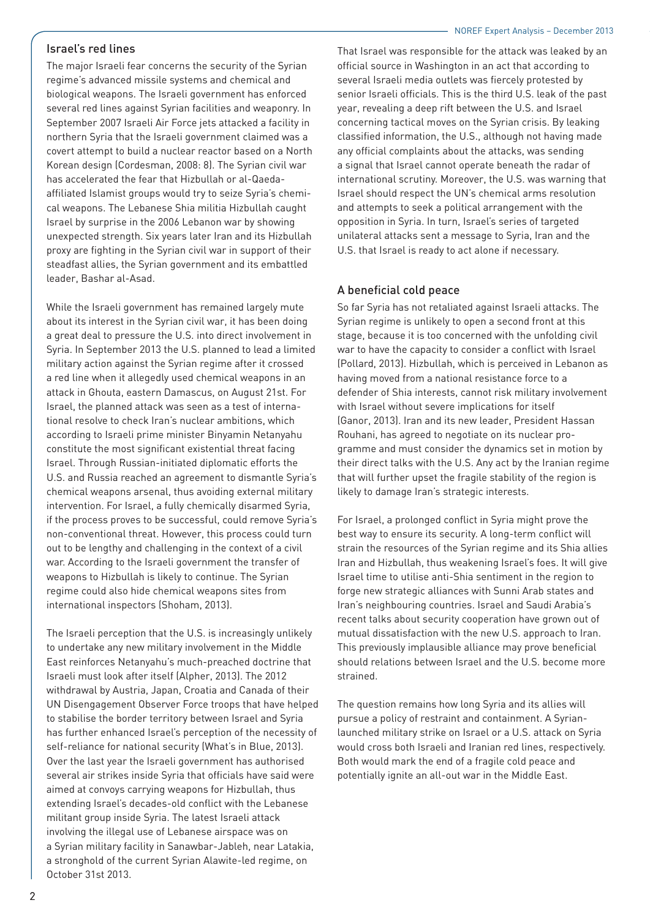## Israel's red lines

The major Israeli fear concerns the security of the Syrian regime's advanced missile systems and chemical and biological weapons. The Israeli government has enforced several red lines against Syrian facilities and weaponry. In September 2007 Israeli Air Force jets attacked a facility in northern Syria that the Israeli government claimed was a covert attempt to build a nuclear reactor based on a North Korean design (Cordesman, 2008: 8). The Syrian civil war has accelerated the fear that Hizbullah or al-Qaeda-affiliated Islamist groups would try to seize Syria's chemical weapons. The Lebanese Shia militia Hizbullah caught Israel by surprise in the 2006 Lebanon war by showing unexpected strength. Six years later Iran and its Hizbullah proxy are fighting in the Syrian civil war in support of their steadfast allies, the Syrian government and its embattled leader, Bashar al-Asad.

While the Israeli government has remained largely mute about its interest in the Syrian civil war, it has been doing a great deal to pressure the U.S. into direct involvement in Syria. In September 2013 the U.S. planned to lead a limited military action against the Syrian regime after it crossed a red line when it allegedly used chemical weapons in an attack in Ghouta, eastern Damascus, on August 21st. For Israel, the planned attack was seen as a test of international resolve to check Iran's nuclear ambitions, which according to Israeli prime minister Binyamin Netanyahu constitute the most significant existential threat facing Israel. Through Russian-initiated diplomatic efforts the U.S. and Russia reached an agreement to dismantle Syria's chemical weapons arsenal, thus avoiding external military intervention. For Israel, a fully chemically disarmed Syria, if the process proves to be successful, could remove Syria's non-conventional threat. However, this process could turn out to be lengthy and challenging in the context of a civil war. According to the Israeli government the transfer of weapons to Hizbullah is likely to continue. The Syrian regime could also hide chemical weapons sites from international inspectors (Shoham, 2013).

The Israeli perception that the U.S. is increasingly unlikely to undertake any new military involvement in the Middle East reinforces Netanyahu's much-preached doctrine that Israeli must look after itself (Alpher, 2013). The 2012 withdrawal by Austria, Japan, Croatia and Canada of their UN Disengagement Observer Force troops that have helped to stabilise the border territory between Israel and Syria has further enhanced Israel's perception of the necessity of self-reliance for national security (What's in Blue, 2013). Over the last year the Israeli government has authorised several air strikes inside Syria that officials have said were aimed at convoys carrying weapons for Hizbullah, thus extending Israel's decades-old conflict with the Lebanese militant group inside Syria. The latest Israeli attack involving the illegal use of Lebanese airspace was on a Syrian military facility in Sanawbar-Jableh, near Latakia, a stronghold of the current Syrian Alawite-led regime, on October 31st 2013.

That Israel was responsible for the attack was leaked by an official source in Washington in an act that according to several Israeli media outlets was fiercely protested by senior Israeli officials. This is the third U.S. leak of the past year, revealing a deep rift between the U.S. and Israel concerning tactical moves on the Syrian crisis. By leaking classified information, the U.S., although not having made any official complaints about the attacks, was sending a signal that Israel cannot operate beneath the radar of international scrutiny. Moreover, the U.S. was warning that Israel should respect the UN's chemical arms resolution and attempts to seek a political arrangement with the opposition in Syria. In turn, Israel's series of targeted unilateral attacks sent a message to Syria, Iran and the U.S. that Israel is ready to act alone if necessary.

## A beneficial cold peace

So far Syria has not retaliated against Israeli attacks. The Syrian regime is unlikely to open a second front at this stage, because it is too concerned with the unfolding civil war to have the capacity to consider a conflict with Israel (Pollard, 2013). Hizbullah, which is perceived in Lebanon as having moved from a national resistance force to a defender of Shia interests, cannot risk military involvement with Israel without severe implications for itself (Ganor, 2013). Iran and its new leader, President Hassan Rouhani, has agreed to negotiate on its nuclear programme and must consider the dynamics set in motion by their direct talks with the U.S. Any act by the Iranian regime that will further upset the fragile stability of the region is likely to damage Iran's strategic interests.

For Israel, a prolonged conflict in Syria might prove the best way to ensure its security. A long-term conflict will strain the resources of the Syrian regime and its Shia allies Iran and Hizbullah, thus weakening Israel's foes. It will give Israel time to utilise anti-Shia sentiment in the region to forge new strategic alliances with Sunni Arab states and Iran's neighbouring countries. Israel and Saudi Arabia's recent talks about security cooperation have grown out of mutual dissatisfaction with the new U.S. approach to Iran. This previously implausible alliance may prove beneficial should relations between Israel and the U.S. become more strained.

The question remains how long Syria and its allies will pursue a policy of restraint and containment. A Syrian-launched military strike on Israel or a U.S. attack on Syria would cross both Israeli and Iranian red lines, respectively. Both would mark the end of a fragile cold peace and potentially ignite an all-out war in the Middle East.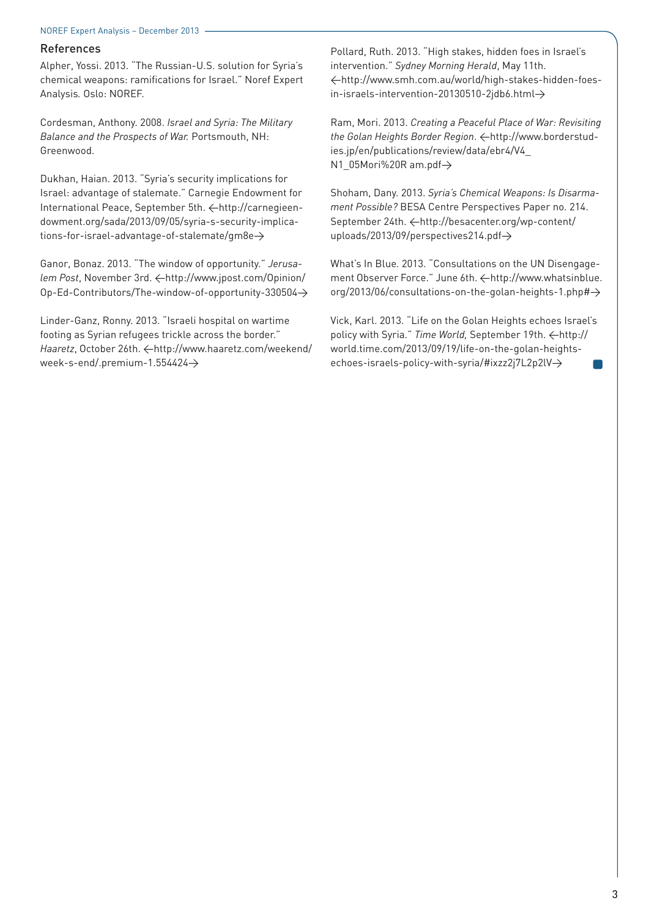## References

Alpher, Yossi. 2013. "The Russian-U.S. solution for Syria's chemical weapons: ramifications for Israel." Noref Expert Analysis. Oslo: NOREF.

Cordesman, Anthony. 2008. *Israel and Syria: The Military Balance and the Prospects of War.* Portsmouth, NH: Greenwood.

Dukhan, Haian. 2013. "Syria's security implications for Israel: advantage of stalemate." Carnegie Endowment for International Peace, September 5th. ←http://carnegieendowment.org/sada/2013/09/05/syria-s-security-implications-for-israel-advantage-of-stalemate/gm8e→

Ganor, Bonaz. 2013. "The window of opportunity." *Jerusalem Post*, November 3rd. ←http://www.jpost.com/Opinion/Op-Ed-Contributors/The-window-of-opportunity-330504→

Linder-Ganz, Ronny. 2013. "Israeli hospital on wartime footing as Syrian refugees trickle across the border." *Haaretz*, October 26th. ←http://www.haaretz.com/weekend/week-s-end/.premium-1.554424→

Pollard, Ruth. 2013. "High stakes, hidden foes in Israel's intervention." *Sydney Morning Herald*, May 11th. ←http://www.smh.com.au/world/high-stakes-hidden-foes-in-israels-intervention-20130510-2jdb6.html→

Ram, Mori. 2013. *Creating a Peaceful Place of War: Revisiting the Golan Heights Border Region*. ←http://www.borderstudies.jp/en/publications/review/data/ebr4/V4_N1_05Mori%20R am.pdf→

Shoham, Dany. 2013. *Syria's Chemical Weapons: Is Disarmament Possible?* BESA Centre Perspectives Paper no. 214. September 24th. ←http://besacenter.org/wp-content/uploads/2013/09/perspectives214.pdf→

What's In Blue. 2013. "Consultations on the UN Disengagement Observer Force." June 6th. ←http://www.whatsinblue.org/2013/06/consultations-on-the-golan-heights-1.php#→

Vick, Karl. 2013. "Life on the Golan Heights echoes Israel's policy with Syria." *Time World,* September 19th. ←http://world.time.com/2013/09/19/life-on-the-golan-heights-echoes-israels-policy-with-syria/#ixzz2j7L2p2lV→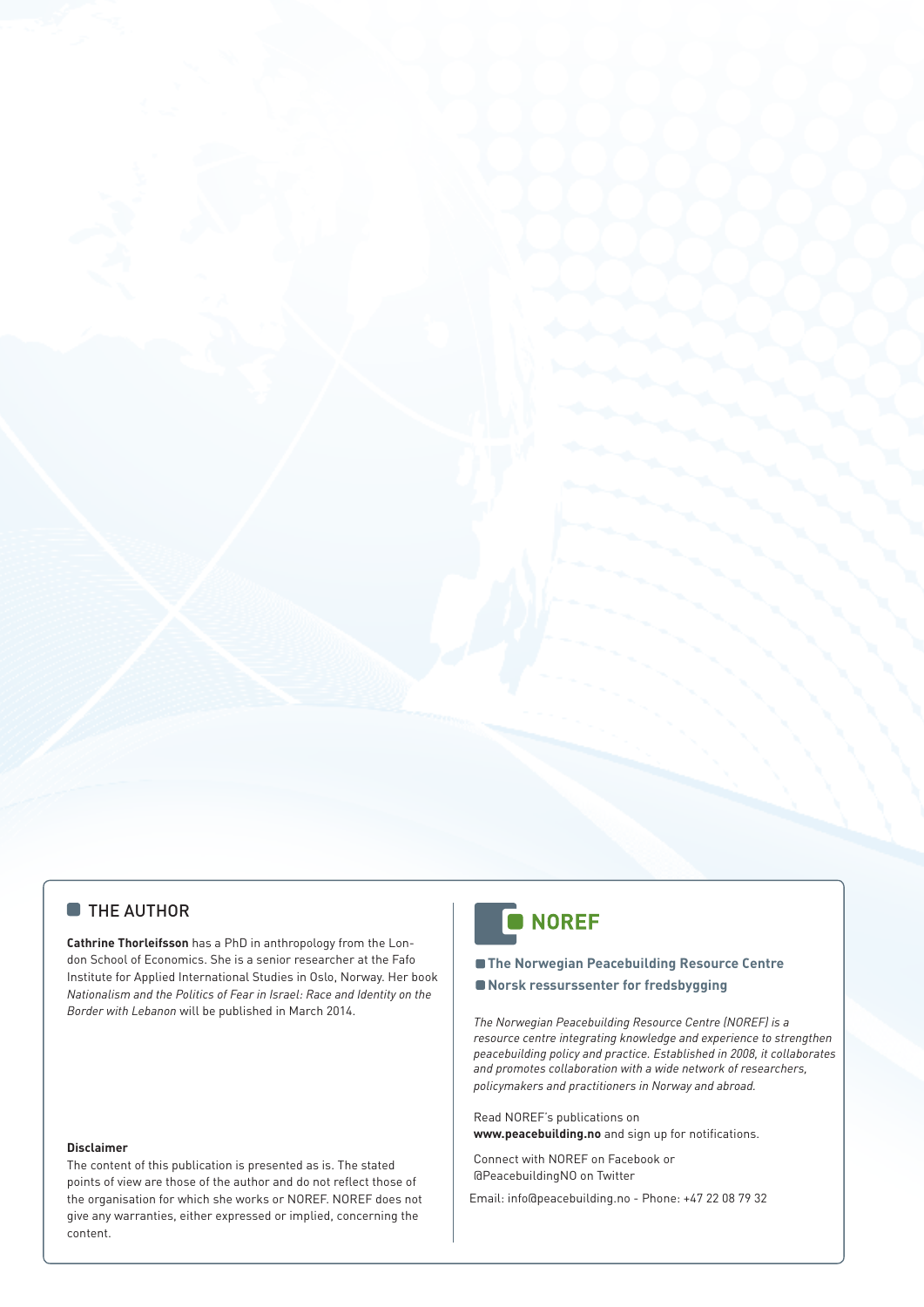## THE AUTHOR

**Cathrine Thorleifsson** has a PhD in anthropology from the London School of Economics. She is a senior researcher at the Fafo Institute for Applied International Studies in Oslo, Norway. Her book *Nationalism and the Politics of Fear in Israel: Race and Identity on the Border with Lebanon* will be published in March 2014.

**Disclaimer**

The content of this publication is presented as is. The stated points of view are those of the author and do not reflect those of the organisation for which she works or NOREF. NOREF does not give any warranties, either expressed or implied, concerning the content.

**NOREF**

**The Norwegian Peacebuilding Resource Centre**

**Norsk ressurssenter for fredsbygging**

*The Norwegian Peacebuilding Resource Centre (NOREF) is a resource centre integrating knowledge and experience to strengthen peacebuilding policy and practice. Established in 2008, it collaborates and promotes collaboration with a wide network of researchers, policymakers and practitioners in Norway and abroad.*

Read NOREF's publications on **www.peacebuilding.no** and sign up for notifications.

Connect with NOREF on Facebook or @PeacebuildingNO on Twitter

Email: info@peacebuilding.no - Phone: +47 22 08 79 32